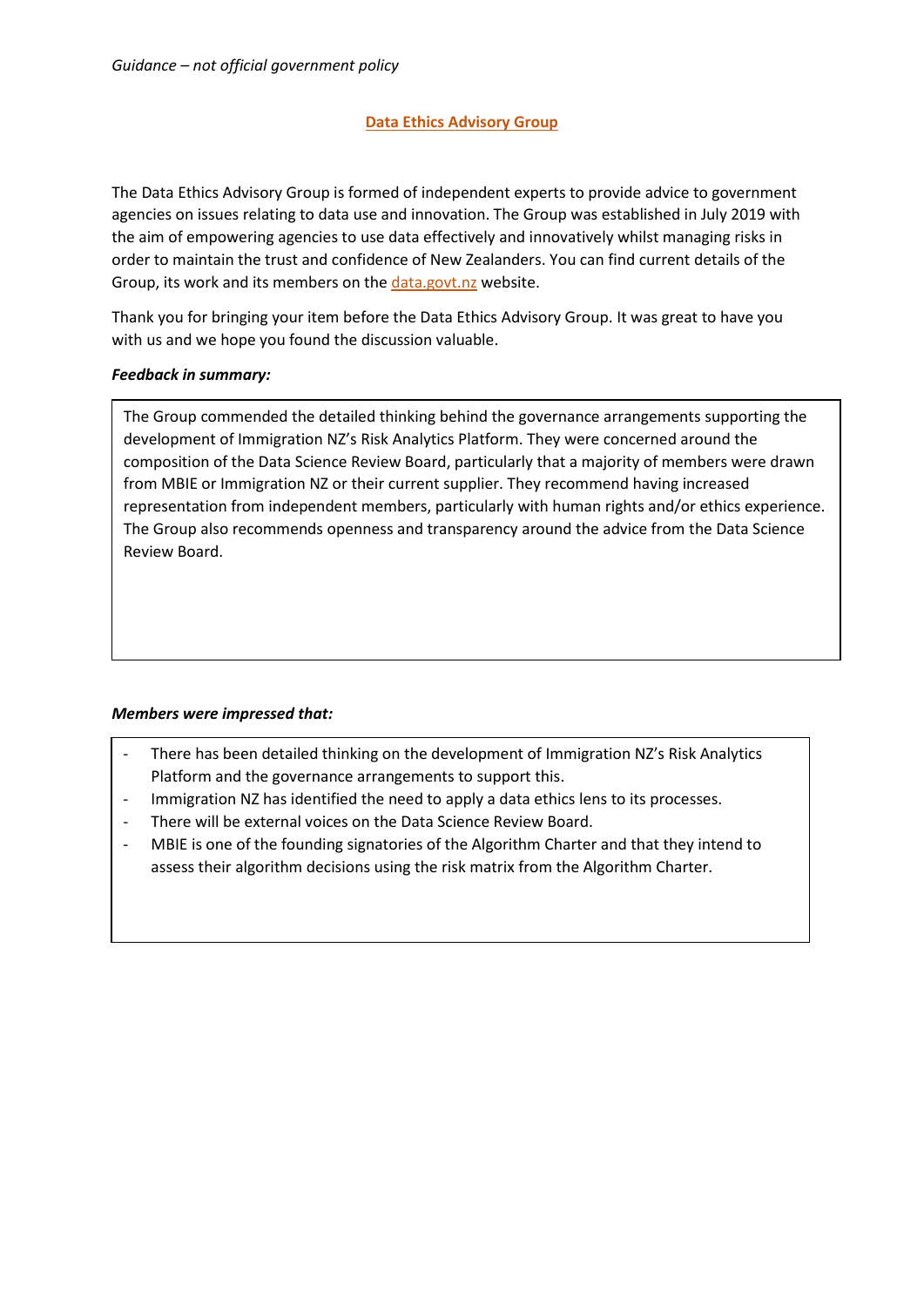*Guidance – not official government policy*

# Data Ethics Advisory Group

The Data Ethics Advisory Group is formed of independent experts to provide advice to government agencies on issues relating to data use and innovation. The Group was established in July 2019 with the aim of empowering agencies to use data effectively and innovatively whilst managing risks in order to maintain the trust and confidence of New Zealanders. You can find current details of the Group, its work and its members on the [data.govt.nz](data.govt.nz) website.

Thank you for bringing your item before the Data Ethics Advisory Group. It was great to have you with us and we hope you found the discussion valuable.

***Feedback in summary:***

The Group commended the detailed thinking behind the governance arrangements supporting the development of Immigration NZ's Risk Analytics Platform. They were concerned around the composition of the Data Science Review Board, particularly that a majority of members were drawn from MBIE or Immigration NZ or their current supplier. They recommend having increased representation from independent members, particularly with human rights and/or ethics experience. The Group also recommends openness and transparency around the advice from the Data Science Review Board.

***Members were impressed that:***

- There has been detailed thinking on the development of Immigration NZ's Risk Analytics Platform and the governance arrangements to support this.
- Immigration NZ has identified the need to apply a data ethics lens to its processes.
- There will be external voices on the Data Science Review Board.
- MBIE is one of the founding signatories of the Algorithm Charter and that they intend to assess their algorithm decisions using the risk matrix from the Algorithm Charter.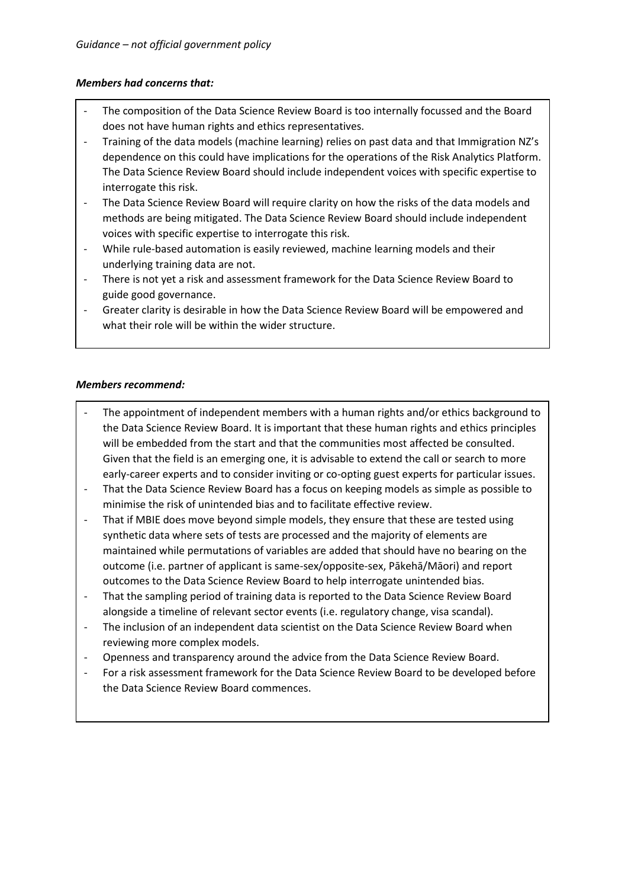*Guidance – not official government policy*

***Members had concerns that:***

- The composition of the Data Science Review Board is too internally focussed and the Board does not have human rights and ethics representatives.
- Training of the data models (machine learning) relies on past data and that Immigration NZ's dependence on this could have implications for the operations of the Risk Analytics Platform. The Data Science Review Board should include independent voices with specific expertise to interrogate this risk.
- The Data Science Review Board will require clarity on how the risks of the data models and methods are being mitigated. The Data Science Review Board should include independent voices with specific expertise to interrogate this risk.
- While rule-based automation is easily reviewed, machine learning models and their underlying training data are not.
- There is not yet a risk and assessment framework for the Data Science Review Board to guide good governance.
- Greater clarity is desirable in how the Data Science Review Board will be empowered and what their role will be within the wider structure.

***Members recommend:***

- The appointment of independent members with a human rights and/or ethics background to the Data Science Review Board. It is important that these human rights and ethics principles will be embedded from the start and that the communities most affected be consulted. Given that the field is an emerging one, it is advisable to extend the call or search to more early-career experts and to consider inviting or co-opting guest experts for particular issues.
- That the Data Science Review Board has a focus on keeping models as simple as possible to minimise the risk of unintended bias and to facilitate effective review.
- That if MBIE does move beyond simple models, they ensure that these are tested using synthetic data where sets of tests are processed and the majority of elements are maintained while permutations of variables are added that should have no bearing on the outcome (i.e. partner of applicant is same-sex/opposite-sex, Pākehā/Māori) and report outcomes to the Data Science Review Board to help interrogate unintended bias.
- That the sampling period of training data is reported to the Data Science Review Board alongside a timeline of relevant sector events (i.e. regulatory change, visa scandal).
- The inclusion of an independent data scientist on the Data Science Review Board when reviewing more complex models.
- Openness and transparency around the advice from the Data Science Review Board.
- For a risk assessment framework for the Data Science Review Board to be developed before the Data Science Review Board commences.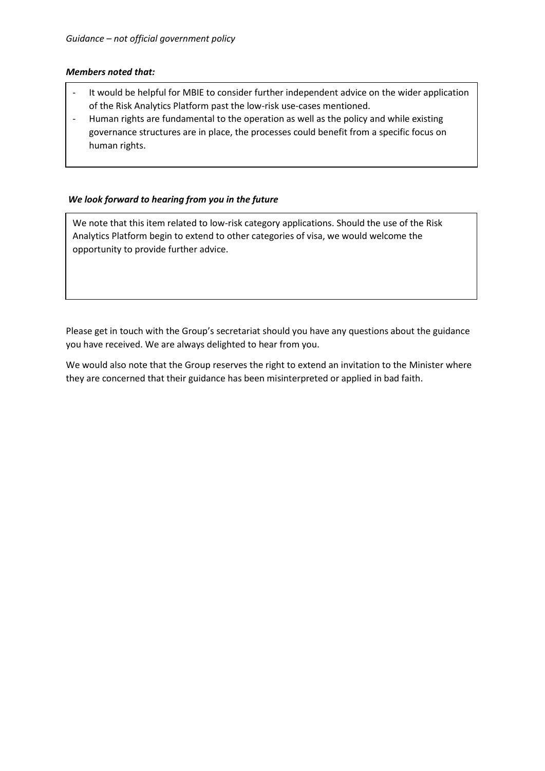***Members noted that:***

- It would be helpful for MBIE to consider further independent advice on the wider application of the Risk Analytics Platform past the low-risk use-cases mentioned.
- Human rights are fundamental to the operation as well as the policy and while existing governance structures are in place, the processes could benefit from a specific focus on human rights.

***We look forward to hearing from you in the future***

We note that this item related to low-risk category applications. Should the use of the Risk Analytics Platform begin to extend to other categories of visa, we would welcome the opportunity to provide further advice.

Please get in touch with the Group's secretariat should you have any questions about the guidance you have received. We are always delighted to hear from you.

We would also note that the Group reserves the right to extend an invitation to the Minister where they are concerned that their guidance has been misinterpreted or applied in bad faith.